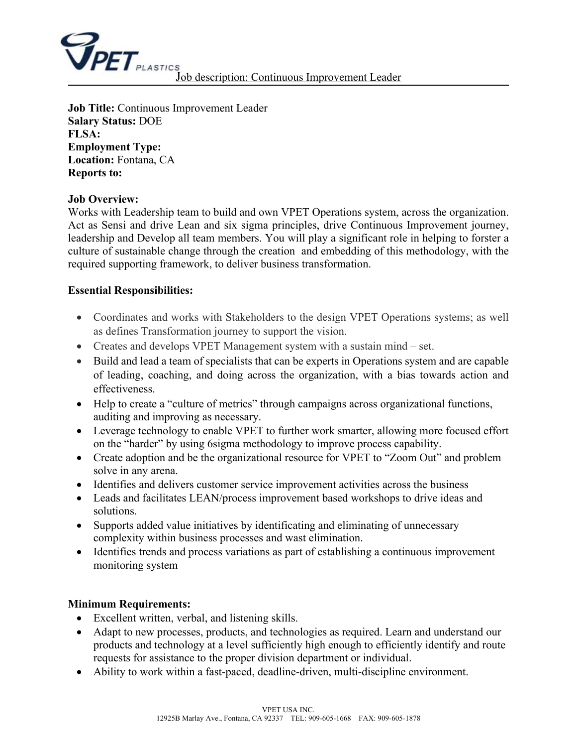Job description: Continuous Improvement Leader

**Job Title:** Continuous Improvement Leader
**Salary Status:** DOE
**FLSA:**
**Employment Type:**
**Location:** Fontana, CA
**Reports to:**

**Job Overview:**
Works with Leadership team to build and own VPET Operations system, across the organization. Act as Sensi and drive Lean and six sigma principles, drive Continuous Improvement journey, leadership and Develop all team members. You will play a significant role in helping to forster a culture of sustainable change through the creation and embedding of this methodology, with the required supporting framework, to deliver business transformation.

**Essential Responsibilities:**

- Coordinates and works with Stakeholders to the design VPET Operations systems; as well as defines Transformation journey to support the vision.
- Creates and develops VPET Management system with a sustain mind – set.
- Build and lead a team of specialists that can be experts in Operations system and are capable of leading, coaching, and doing across the organization, with a bias towards action and effectiveness.
- Help to create a "culture of metrics" through campaigns across organizational functions, auditing and improving as necessary.
- Leverage technology to enable VPET to further work smarter, allowing more focused effort on the "harder" by using 6sigma methodology to improve process capability.
- Create adoption and be the organizational resource for VPET to "Zoom Out" and problem solve in any arena.
- Identifies and delivers customer service improvement activities across the business
- Leads and facilitates LEAN/process improvement based workshops to drive ideas and solutions.
- Supports added value initiatives by identificating and eliminating of unnecessary complexity within business processes and wast elimination.
- Identifies trends and process variations as part of establishing a continuous improvement monitoring system

**Minimum Requirements:**

- Excellent written, verbal, and listening skills.
- Adapt to new processes, products, and technologies as required. Learn and understand our products and technology at a level sufficiently high enough to efficiently identify and route requests for assistance to the proper division department or individual.
- Ability to work within a fast-paced, deadline-driven, multi-discipline environment.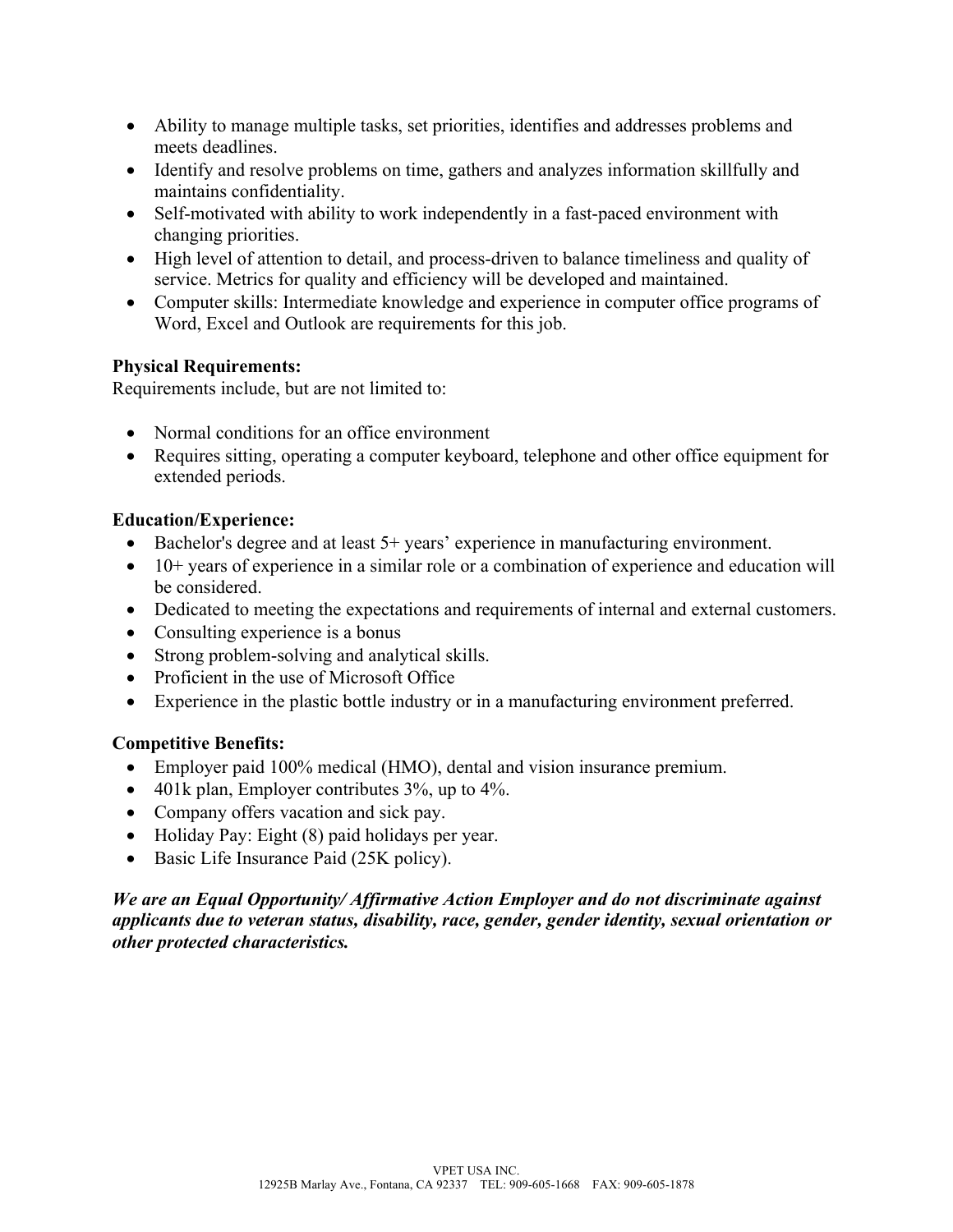- Ability to manage multiple tasks, set priorities, identifies and addresses problems and meets deadlines.
- Identify and resolve problems on time, gathers and analyzes information skillfully and maintains confidentiality.
- Self-motivated with ability to work independently in a fast-paced environment with changing priorities.
- High level of attention to detail, and process-driven to balance timeliness and quality of service. Metrics for quality and efficiency will be developed and maintained.
- Computer skills: Intermediate knowledge and experience in computer office programs of Word, Excel and Outlook are requirements for this job.

**Physical Requirements:**
Requirements include, but are not limited to:

- Normal conditions for an office environment
- Requires sitting, operating a computer keyboard, telephone and other office equipment for extended periods.

**Education/Experience:**

- Bachelor's degree and at least 5+ years' experience in manufacturing environment.
- 10+ years of experience in a similar role or a combination of experience and education will be considered.
- Dedicated to meeting the expectations and requirements of internal and external customers.
- Consulting experience is a bonus
- Strong problem-solving and analytical skills.
- Proficient in the use of Microsoft Office
- Experience in the plastic bottle industry or in a manufacturing environment preferred.

**Competitive Benefits:**

- Employer paid 100% medical (HMO), dental and vision insurance premium.
- 401k plan, Employer contributes 3%, up to 4%.
- Company offers vacation and sick pay.
- Holiday Pay: Eight (8) paid holidays per year.
- Basic Life Insurance Paid (25K policy).

***We are an Equal Opportunity/ Affirmative Action Employer and do not discriminate against applicants due to veteran status, disability, race, gender, gender identity, sexual orientation or other protected characteristics.***